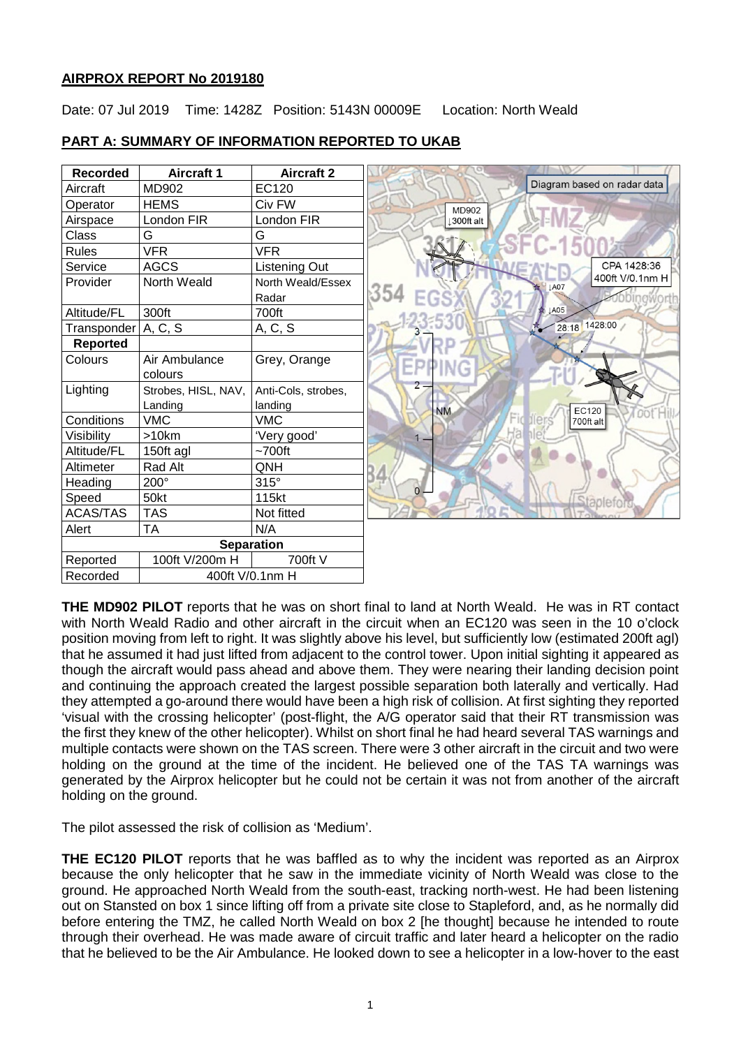## AIRPROX REPORT No 2019180

Date: 07 Jul 2019 Time: 1428Z Position: 5143N 00009E Location: North Weald

### PART A: SUMMARY OF INFORMATION REPORTED TO UKAB

| Recorded | Aircraft 1 | Aircraft 2 |
|---|---|---|
| Aircraft | MD902 | EC120 |
| Operator | HEMS | Civ FW |
| Airspace | London FIR | London FIR |
| Class | G | G |
| Rules | VFR | VFR |
| Service | AGCS | Listening Out |
| Provider | North Weald | North Weald/Essex Radar |
| Altitude/FL | 300ft | 700ft |
| Transponder | A, C, S | A, C, S |
| **Reported** | | |
| Colours | Air Ambulance colours | Grey, Orange |
| Lighting | Strobes, HISL, NAV, Landing | Anti-Cols, strobes, landing |
| Conditions | VMC | VMC |
| Visibility | >10km | 'Very good' |
| Altitude/FL | 150ft agl | ~700ft |
| Altimeter | Rad Alt | QNH |
| Heading | 200° | 315° |
| Speed | 50kt | 115kt |
| ACAS/TAS | TAS | Not fitted |
| Alert | TA | N/A |
| **Separation** | | |
| Reported | 100ft V/200m H | 700ft V |
| Recorded | 400ft V/0.1nm H | |

Diagram based on radar data

**THE MD902 PILOT** reports that he was on short final to land at North Weald. He was in RT contact with North Weald Radio and other aircraft in the circuit when an EC120 was seen in the 10 o'clock position moving from left to right. It was slightly above his level, but sufficiently low (estimated 200ft agl) that he assumed it had just lifted from adjacent to the control tower. Upon initial sighting it appeared as though the aircraft would pass ahead and above them. They were nearing their landing decision point and continuing the approach created the largest possible separation both laterally and vertically. Had they attempted a go-around there would have been a high risk of collision. At first sighting they reported 'visual with the crossing helicopter' (post-flight, the A/G operator said that their RT transmission was the first they knew of the other helicopter). Whilst on short final he had heard several TAS warnings and multiple contacts were shown on the TAS screen. There were 3 other aircraft in the circuit and two were holding on the ground at the time of the incident. He believed one of the TAS TA warnings was generated by the Airprox helicopter but he could not be certain it was not from another of the aircraft holding on the ground.

The pilot assessed the risk of collision as 'Medium'.

**THE EC120 PILOT** reports that he was baffled as to why the incident was reported as an Airprox because the only helicopter that he saw in the immediate vicinity of North Weald was close to the ground. He approached North Weald from the south-east, tracking north-west. He had been listening out on Stansted on box 1 since lifting off from a private site close to Stapleford, and, as he normally did before entering the TMZ, he called North Weald on box 2 [he thought] because he intended to route through their overhead. He was made aware of circuit traffic and later heard a helicopter on the radio that he believed to be the Air Ambulance. He looked down to see a helicopter in a low-hover to the east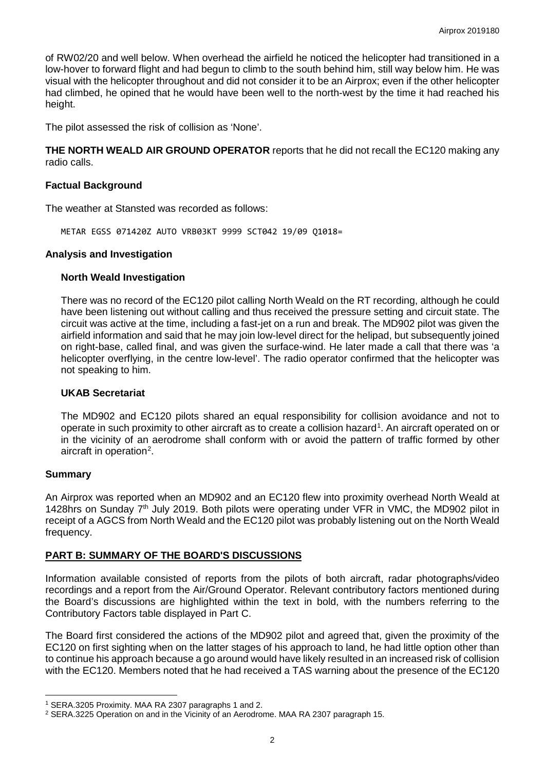of RW02/20 and well below. When overhead the airfield he noticed the helicopter had transitioned in a low-hover to forward flight and had begun to climb to the south behind him, still way below him. He was visual with the helicopter throughout and did not consider it to be an Airprox; even if the other helicopter had climbed, he opined that he would have been well to the north-west by the time it had reached his height.

The pilot assessed the risk of collision as 'None'.

**THE NORTH WEALD AIR GROUND OPERATOR** reports that he did not recall the EC120 making any radio calls.

## Factual Background

The weather at Stansted was recorded as follows:

```
METAR EGSS 071420Z AUTO VRB03KT 9999 SCT042 19/09 Q1018=
```

## Analysis and Investigation

### North Weald Investigation

There was no record of the EC120 pilot calling North Weald on the RT recording, although he could have been listening out without calling and thus received the pressure setting and circuit state. The circuit was active at the time, including a fast-jet on a run and break. The MD902 pilot was given the airfield information and said that he may join low-level direct for the helipad, but subsequently joined on right-base, called final, and was given the surface-wind. He later made a call that there was 'a helicopter overflying, in the centre low-level'. The radio operator confirmed that the helicopter was not speaking to him.

### UKAB Secretariat

The MD902 and EC120 pilots shared an equal responsibility for collision avoidance and not to operate in such proximity to other aircraft as to create a collision hazard[1]. An aircraft operated on or in the vicinity of an aerodrome shall conform with or avoid the pattern of traffic formed by other aircraft in operation[2].

## Summary

An Airprox was reported when an MD902 and an EC120 flew into proximity overhead North Weald at 1428hrs on Sunday 7th July 2019. Both pilots were operating under VFR in VMC, the MD902 pilot in receipt of a AGCS from North Weald and the EC120 pilot was probably listening out on the North Weald frequency.

## PART B: SUMMARY OF THE BOARD'S DISCUSSIONS

Information available consisted of reports from the pilots of both aircraft, radar photographs/video recordings and a report from the Air/Ground Operator. Relevant contributory factors mentioned during the Board's discussions are highlighted within the text in bold, with the numbers referring to the Contributory Factors table displayed in Part C.

The Board first considered the actions of the MD902 pilot and agreed that, given the proximity of the EC120 on first sighting when on the latter stages of his approach to land, he had little option other than to continue his approach because a go around would have likely resulted in an increased risk of collision with the EC120. Members noted that he had received a TAS warning about the presence of the EC120

---

[1] SERA.3205 Proximity. MAA RA 2307 paragraphs 1 and 2.

[2] SERA.3225 Operation on and in the Vicinity of an Aerodrome. MAA RA 2307 paragraph 15.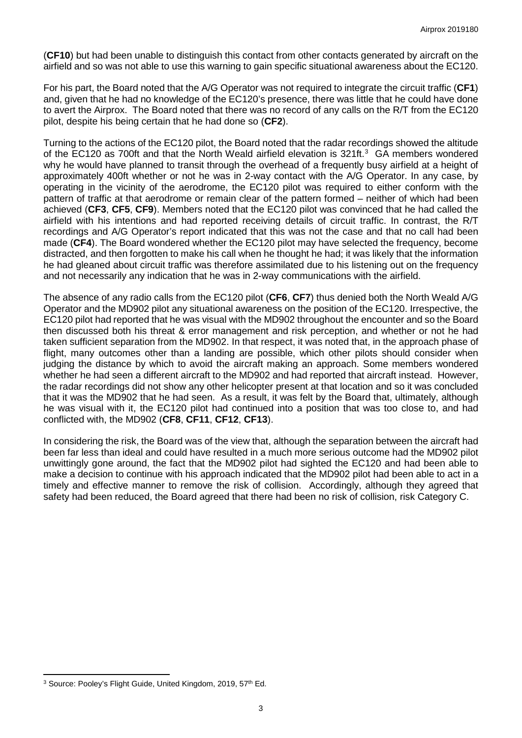(**CF10**) but had been unable to distinguish this contact from other contacts generated by aircraft on the airfield and so was not able to use this warning to gain specific situational awareness about the EC120.

For his part, the Board noted that the A/G Operator was not required to integrate the circuit traffic (**CF1**) and, given that he had no knowledge of the EC120's presence, there was little that he could have done to avert the Airprox. The Board noted that there was no record of any calls on the R/T from the EC120 pilot, despite his being certain that he had done so (**CF2**).

Turning to the actions of the EC120 pilot, the Board noted that the radar recordings showed the altitude of the EC120 as 700ft and that the North Weald airfield elevation is 321ft.[3] GA members wondered why he would have planned to transit through the overhead of a frequently busy airfield at a height of approximately 400ft whether or not he was in 2-way contact with the A/G Operator. In any case, by operating in the vicinity of the aerodrome, the EC120 pilot was required to either conform with the pattern of traffic at that aerodrome or remain clear of the pattern formed – neither of which had been achieved (**CF3**, **CF5**, **CF9**). Members noted that the EC120 pilot was convinced that he had called the airfield with his intentions and had reported receiving details of circuit traffic. In contrast, the R/T recordings and A/G Operator's report indicated that this was not the case and that no call had been made (**CF4**). The Board wondered whether the EC120 pilot may have selected the frequency, become distracted, and then forgotten to make his call when he thought he had; it was likely that the information he had gleaned about circuit traffic was therefore assimilated due to his listening out on the frequency and not necessarily any indication that he was in 2-way communications with the airfield.

The absence of any radio calls from the EC120 pilot (**CF6**, **CF7**) thus denied both the North Weald A/G Operator and the MD902 pilot any situational awareness on the position of the EC120. Irrespective, the EC120 pilot had reported that he was visual with the MD902 throughout the encounter and so the Board then discussed both his threat & error management and risk perception, and whether or not he had taken sufficient separation from the MD902. In that respect, it was noted that, in the approach phase of flight, many outcomes other than a landing are possible, which other pilots should consider when judging the distance by which to avoid the aircraft making an approach. Some members wondered whether he had seen a different aircraft to the MD902 and had reported that aircraft instead. However, the radar recordings did not show any other helicopter present at that location and so it was concluded that it was the MD902 that he had seen. As a result, it was felt by the Board that, ultimately, although he was visual with it, the EC120 pilot had continued into a position that was too close to, and had conflicted with, the MD902 (**CF8**, **CF11**, **CF12**, **CF13**).

In considering the risk, the Board was of the view that, although the separation between the aircraft had been far less than ideal and could have resulted in a much more serious outcome had the MD902 pilot unwittingly gone around, the fact that the MD902 pilot had sighted the EC120 and had been able to make a decision to continue with his approach indicated that the MD902 pilot had been able to act in a timely and effective manner to remove the risk of collision. Accordingly, although they agreed that safety had been reduced, the Board agreed that there had been no risk of collision, risk Category C.

---

[3] Source: Pooley's Flight Guide, United Kingdom, 2019, 57th Ed.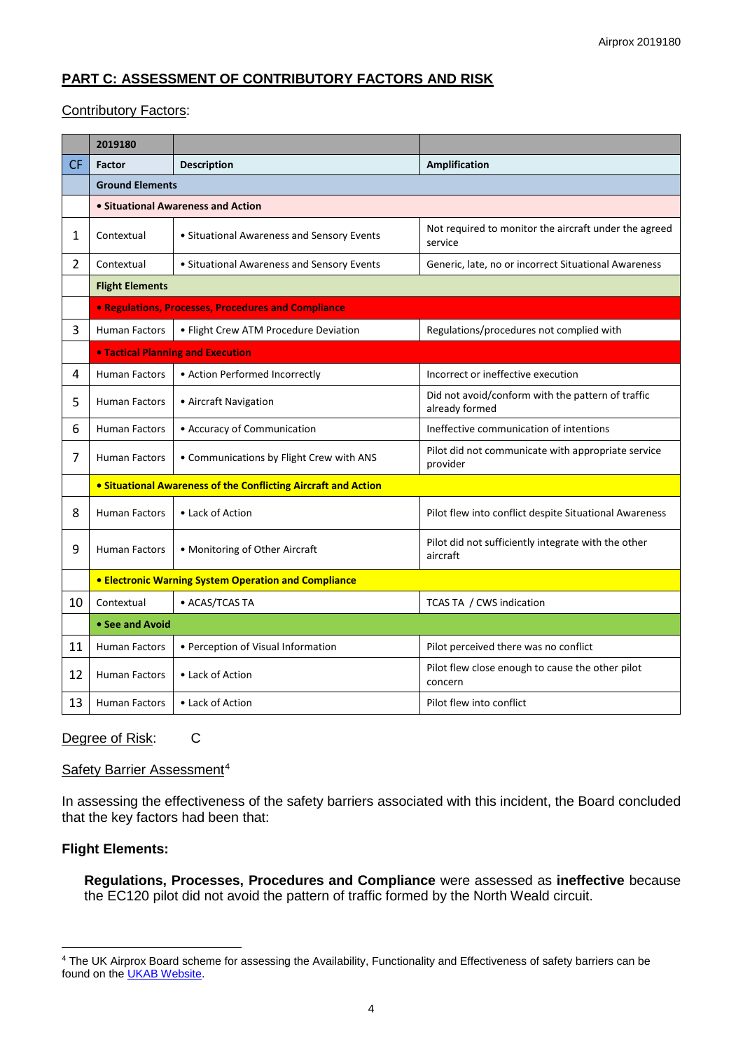## PART C: ASSESSMENT OF CONTRIBUTORY FACTORS AND RISK

Contributory Factors:

| | 2019180 | | |
|---|---|---|---|
| CF | Factor | Description | Amplification |
| | **Ground Elements** | | |
| | **• Situational Awareness and Action** | | |
| 1 | Contextual | • Situational Awareness and Sensory Events | Not required to monitor the aircraft under the agreed service |
| 2 | Contextual | • Situational Awareness and Sensory Events | Generic, late, no or incorrect Situational Awareness |
| | **Flight Elements** | | |
| | **• Regulations, Processes, Procedures and Compliance** | | |
| 3 | Human Factors | • Flight Crew ATM Procedure Deviation | Regulations/procedures not complied with |
| | **• Tactical Planning and Execution** | | |
| 4 | Human Factors | • Action Performed Incorrectly | Incorrect or ineffective execution |
| 5 | Human Factors | • Aircraft Navigation | Did not avoid/conform with the pattern of traffic already formed |
| 6 | Human Factors | • Accuracy of Communication | Ineffective communication of intentions |
| 7 | Human Factors | • Communications by Flight Crew with ANS | Pilot did not communicate with appropriate service provider |
| | **• Situational Awareness of the Conflicting Aircraft and Action** | | |
| 8 | Human Factors | • Lack of Action | Pilot flew into conflict despite Situational Awareness |
| 9 | Human Factors | • Monitoring of Other Aircraft | Pilot did not sufficiently integrate with the other aircraft |
| | **• Electronic Warning System Operation and Compliance** | | |
| 10 | Contextual | • ACAS/TCAS TA | TCAS TA / CWS indication |
| | **• See and Avoid** | | |
| 11 | Human Factors | • Perception of Visual Information | Pilot perceived there was no conflict |
| 12 | Human Factors | • Lack of Action | Pilot flew close enough to cause the other pilot concern |
| 13 | Human Factors | • Lack of Action | Pilot flew into conflict |

Degree of Risk: C

Safety Barrier Assessment[4]

In assessing the effectiveness of the safety barriers associated with this incident, the Board concluded that the key factors had been that:

**Flight Elements:**

**Regulations, Processes, Procedures and Compliance** were assessed as **ineffective** because the EC120 pilot did not avoid the pattern of traffic formed by the North Weald circuit.

[4] The UK Airprox Board scheme for assessing the Availability, Functionality and Effectiveness of safety barriers can be found on the UKAB Website.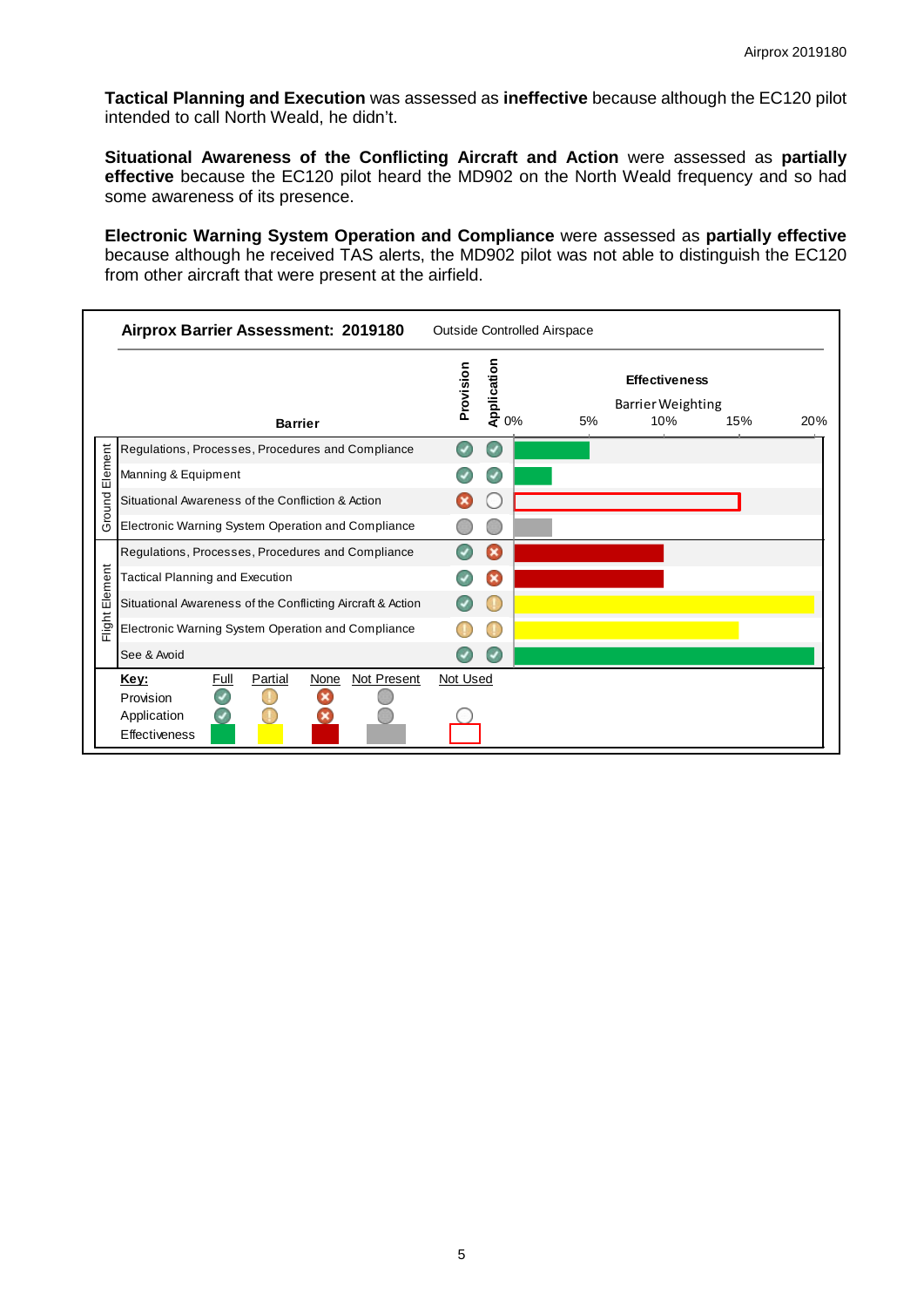**Tactical Planning and Execution** was assessed as **ineffective** because although the EC120 pilot intended to call North Weald, he didn't.

**Situational Awareness of the Conflicting Aircraft and Action** were assessed as **partially effective** because the EC120 pilot heard the MD902 on the North Weald frequency and so had some awareness of its presence.

**Electronic Warning System Operation and Compliance** were assessed as **partially effective** because although he received TAS alerts, the MD902 pilot was not able to distinguish the EC120 from other aircraft that were present at the airfield.

**Airprox Barrier Assessment: 2019180**

Outside Controlled Airspace

Barrier

Provision

Application

Effectiveness

Barrier Weighting

0%

5%

10%

15%

20%

Ground Element

Regulations, Processes, Procedures and Compliance

Manning & Equipment

Situational Awareness of the Confliction & Action

Electronic Warning System Operation and Compliance

Flight Element

Regulations, Processes, Procedures and Compliance

Tactical Planning and Execution

Situational Awareness of the Conflicting Aircraft & Action

Electronic Warning System Operation and Compliance

See & Avoid

**Key:**

Full

Partial

None

Not Present

Not Used

Provision

Application

Effectiveness